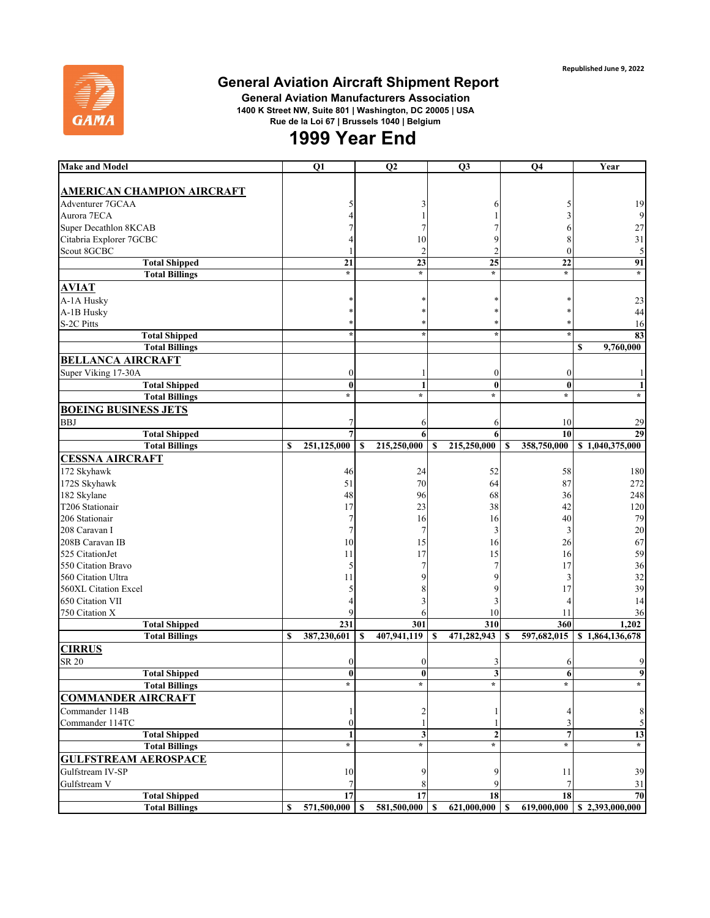Republished June 9, 2022

# General Aviation Aircraft Shipment Report

**General Aviation Manufacturers Association**

1400 K Street NW, Suite 801 | Washington, DC 20005 | USA

Rue de la Loi 67 | Brussels 1040 | Belgium

# 1999 Year End

| Make and Model | Q1 | Q2 | Q3 | Q4 | Year |
|---|---|---|---|---|---|
| **AMERICAN CHAMPION AIRCRAFT** | | | | | |
| Adventurer 7GCAA | 5 | 3 | 6 | 5 | 19 |
| Aurora 7ECA | 4 | 1 | 1 | 3 | 9 |
| Super Decathlon 8KCAB | 7 | 7 | 7 | 6 | 27 |
| Citabria Explorer 7GCBC | 4 | 10 | 9 | 8 | 31 |
| Scout 8GCBC | 1 | 2 | 2 | 0 | 5 |
| **Total Shipped** | **21** | **23** | **25** | **22** | **91** |
| **Total Billings** | * | * | * | * | * |
| **AVIAT** | | | | | |
| A-1A Husky | * | * | * | * | 23 |
| A-1B Husky | * | * | * | * | 44 |
| S-2C Pitts | * | * | * | * | 16 |
| **Total Shipped** | * | * | * | * | **83** |
| **Total Billings** | | | | | **$ 9,760,000** |
| **BELLANCA AIRCRAFT** | | | | | |
| Super Viking 17-30A | 0 | 1 | 0 | 0 | 1 |
| **Total Shipped** | **0** | **1** | **0** | **0** | **1** |
| **Total Billings** | * | * | * | * | * |
| **BOEING BUSINESS JETS** | | | | | |
| BBJ | 7 | 6 | 6 | 10 | 29 |
| **Total Shipped** | **7** | **6** | **6** | **10** | **29** |
| **Total Billings** | **$ 251,125,000** | **$ 215,250,000** | **$ 215,250,000** | **$ 358,750,000** | **$ 1,040,375,000** |
| **CESSNA AIRCRAFT** | | | | | |
| 172 Skyhawk | 46 | 24 | 52 | 58 | 180 |
| 172S Skyhawk | 51 | 70 | 64 | 87 | 272 |
| 182 Skylane | 48 | 96 | 68 | 36 | 248 |
| T206 Stationair | 17 | 23 | 38 | 42 | 120 |
| 206 Stationair | 7 | 16 | 16 | 40 | 79 |
| 208 Caravan I | 7 | 7 | 3 | 3 | 20 |
| 208B Caravan IB | 10 | 15 | 16 | 26 | 67 |
| 525 CitationJet | 11 | 17 | 15 | 16 | 59 |
| 550 Citation Bravo | 5 | 7 | 7 | 17 | 36 |
| 560 Citation Ultra | 11 | 9 | 9 | 3 | 32 |
| 560XL Citation Excel | 5 | 8 | 9 | 17 | 39 |
| 650 Citation VII | 4 | 3 | 3 | 4 | 14 |
| 750 Citation X | 9 | 6 | 10 | 11 | 36 |
| **Total Shipped** | **231** | **301** | **310** | **360** | **1,202** |
| **Total Billings** | **$ 387,230,601** | **$ 407,941,119** | **$ 471,282,943** | **$ 597,682,015** | **$ 1,864,136,678** |
| **CIRRUS** | | | | | |
| SR 20 | 0 | 0 | 3 | 6 | 9 |
| **Total Shipped** | **0** | **0** | **3** | **6** | **9** |
| **Total Billings** | * | * | * | * | * |
| **COMMANDER AIRCRAFT** | | | | | |
| Commander 114B | 1 | 2 | 1 | 4 | 8 |
| Commander 114TC | 0 | 1 | 1 | 3 | 5 |
| **Total Shipped** | **1** | **3** | **2** | **7** | **13** |
| **Total Billings** | * | * | * | * | * |
| **GULFSTREAM AEROSPACE** | | | | | |
| Gulfstream IV-SP | 10 | 9 | 9 | 11 | 39 |
| Gulfstream V | 7 | 8 | 9 | 7 | 31 |
| **Total Shipped** | **17** | **17** | **18** | **18** | **70** |
| **Total Billings** | **$ 571,500,000** | **$ 581,500,000** | **$ 621,000,000** | **$ 619,000,000** | **$ 2,393,000,000** |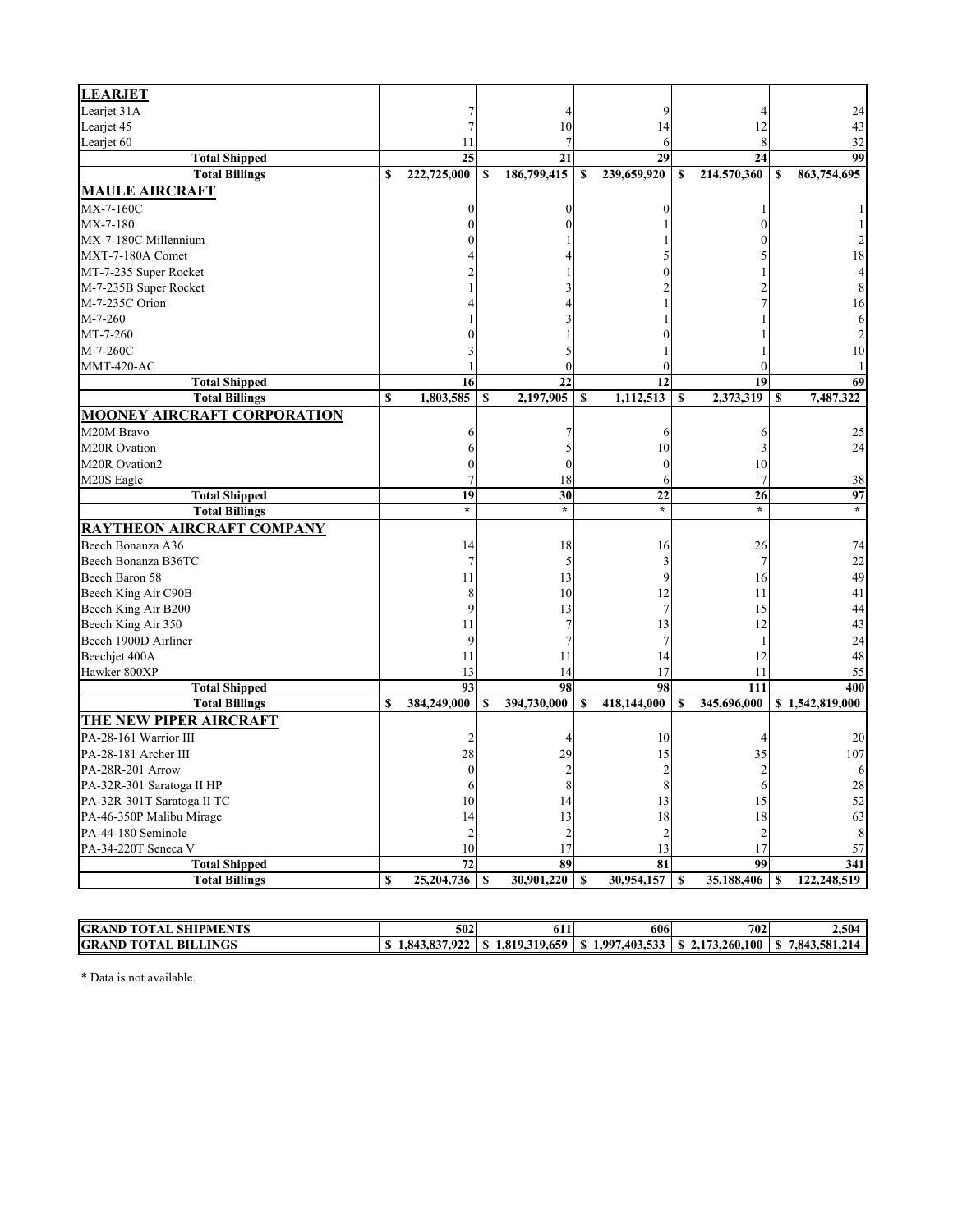| | | | | | |
|---|---|---|---|---|---|
| **LEARJET** | | | | | |
| Learjet 31A | 7 | 4 | 9 | 4 | 24 |
| Learjet 45 | 7 | 10 | 14 | 12 | 43 |
| Learjet 60 | 11 | 7 | 6 | 8 | 32 |
| **Total Shipped** | **25** | **21** | **29** | **24** | **99** |
| **Total Billings** | **$ 222,725,000** | **$ 186,799,415** | **$ 239,659,920** | **$ 214,570,360** | **$ 863,754,695** |
| **MAULE AIRCRAFT** | | | | | |
| MX-7-160C | 0 | 0 | 0 | 1 | 1 |
| MX-7-180 | 0 | 0 | 1 | 0 | 1 |
| MX-7-180C Millennium | 0 | 1 | 1 | 0 | 2 |
| MXT-7-180A Comet | 4 | 4 | 5 | 5 | 18 |
| MT-7-235 Super Rocket | 2 | 1 | 0 | 1 | 4 |
| M-7-235B Super Rocket | 1 | 3 | 2 | 2 | 8 |
| M-7-235C Orion | 4 | 4 | 1 | 7 | 16 |
| M-7-260 | 1 | 3 | 1 | 1 | 6 |
| MT-7-260 | 0 | 1 | 0 | 1 | 2 |
| M-7-260C | 3 | 5 | 1 | 1 | 10 |
| MMT-420-AC | 1 | 0 | 0 | 0 | 1 |
| **Total Shipped** | **16** | **22** | **12** | **19** | **69** |
| **Total Billings** | **$ 1,803,585** | **$ 2,197,905** | **$ 1,112,513** | **$ 2,373,319** | **$ 7,487,322** |
| **MOONEY AIRCRAFT CORPORATION** | | | | | |
| M20M Bravo | 6 | 7 | 6 | 6 | 25 |
| M20R Ovation | 6 | 5 | 10 | 3 | 24 |
| M20R Ovation2 | 0 | 0 | 0 | 10 | |
| M20S Eagle | 7 | 18 | 6 | 7 | 38 |
| **Total Shipped** | **19** | **30** | **22** | **26** | **97** |
| **Total Billings** | * | * | * | * | * |
| **RAYTHEON AIRCRAFT COMPANY** | | | | | |
| Beech Bonanza A36 | 14 | 18 | 16 | 26 | 74 |
| Beech Bonanza B36TC | 7 | 5 | 3 | 7 | 22 |
| Beech Baron 58 | 11 | 13 | 9 | 16 | 49 |
| Beech King Air C90B | 8 | 10 | 12 | 11 | 41 |
| Beech King Air B200 | 9 | 13 | 7 | 15 | 44 |
| Beech King Air 350 | 11 | 7 | 13 | 12 | 43 |
| Beech 1900D Airliner | 9 | 7 | 7 | 1 | 24 |
| Beechjet 400A | 11 | 11 | 14 | 12 | 48 |
| Hawker 800XP | 13 | 14 | 17 | 11 | 55 |
| **Total Shipped** | **93** | **98** | **98** | **111** | **400** |
| **Total Billings** | **$ 384,249,000** | **$ 394,730,000** | **$ 418,144,000** | **$ 345,696,000** | **$ 1,542,819,000** |
| **THE NEW PIPER AIRCRAFT** | | | | | |
| PA-28-161 Warrior III | 2 | 4 | 10 | 4 | 20 |
| PA-28-181 Archer III | 28 | 29 | 15 | 35 | 107 |
| PA-28R-201 Arrow | 0 | 2 | 2 | 2 | 6 |
| PA-32R-301 Saratoga II HP | 6 | 8 | 8 | 6 | 28 |
| PA-32R-301T Saratoga II TC | 10 | 14 | 13 | 15 | 52 |
| PA-46-350P Malibu Mirage | 14 | 13 | 18 | 18 | 63 |
| PA-44-180 Seminole | 2 | 2 | 2 | 2 | 8 |
| PA-34-220T Seneca V | 10 | 17 | 13 | 17 | 57 |
| **Total Shipped** | **72** | **89** | **81** | **99** | **341** |
| **Total Billings** | **$ 25,204,736** | **$ 30,901,220** | **$ 30,954,157** | **$ 35,188,406** | **$ 122,248,519** |

| | | | | | |
|---|---|---|---|---|---|
| **GRAND TOTAL SHIPMENTS** | **502** | **611** | **606** | **702** | **2,504** |
| **GRAND TOTAL BILLINGS** | **$ 1,843,837,922** | **$ 1,819,319,659** | **$ 1,997,403,533** | **$ 2,173,260,100** | **$ 7,843,581,214** |

* Data is not available.